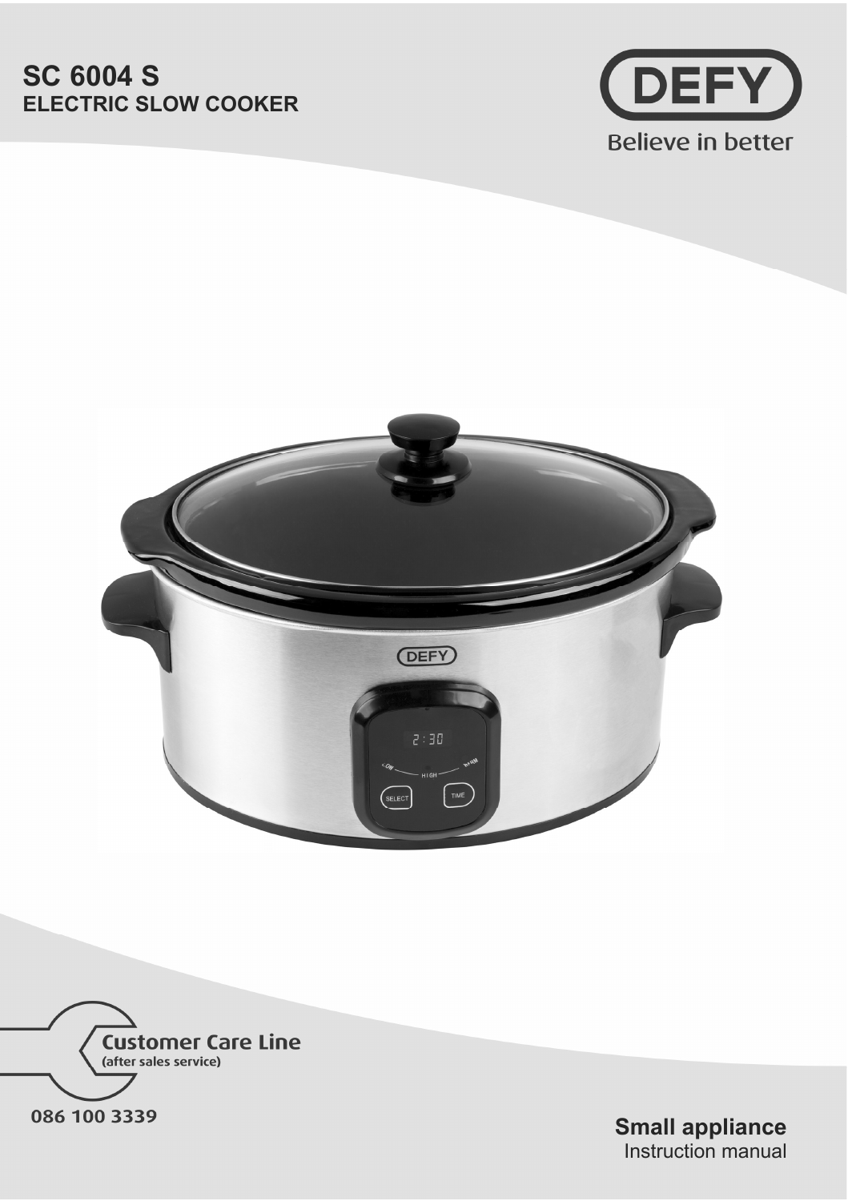# SC 6004 S
## ELECTRIC SLOW COOKER

DEFY

Believe in better

Customer Care Line
(after sales service)

086 100 3339

**Small appliance**
Instruction manual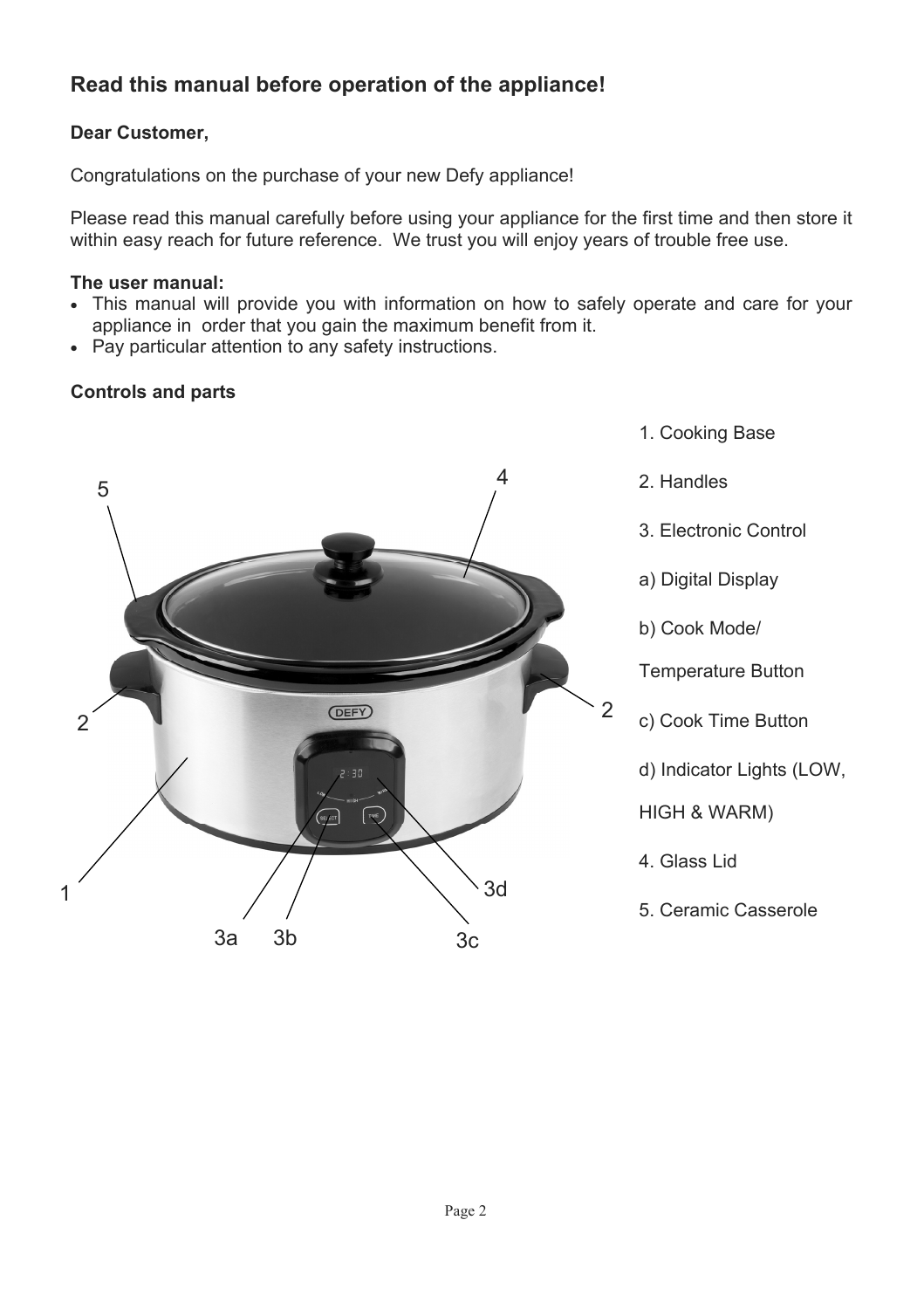## Read this manual before operation of the appliance!

**Dear Customer,**

Congratulations on the purchase of your new Defy appliance!

Please read this manual carefully before using your appliance for the first time and then store it within easy reach for future reference. We trust you will enjoy years of trouble free use.

**The user manual:**

- This manual will provide you with information on how to safely operate and care for your appliance in order that you gain the maximum benefit from it.
- Pay particular attention to any safety instructions.

**Controls and parts**

1. Cooking Base
2. Handles
3. Electronic Control
   a) Digital Display
   b) Cook Mode/ Temperature Button
   c) Cook Time Button
   d) Indicator Lights (LOW, HIGH & WARM)
4. Glass Lid
5. Ceramic Casserole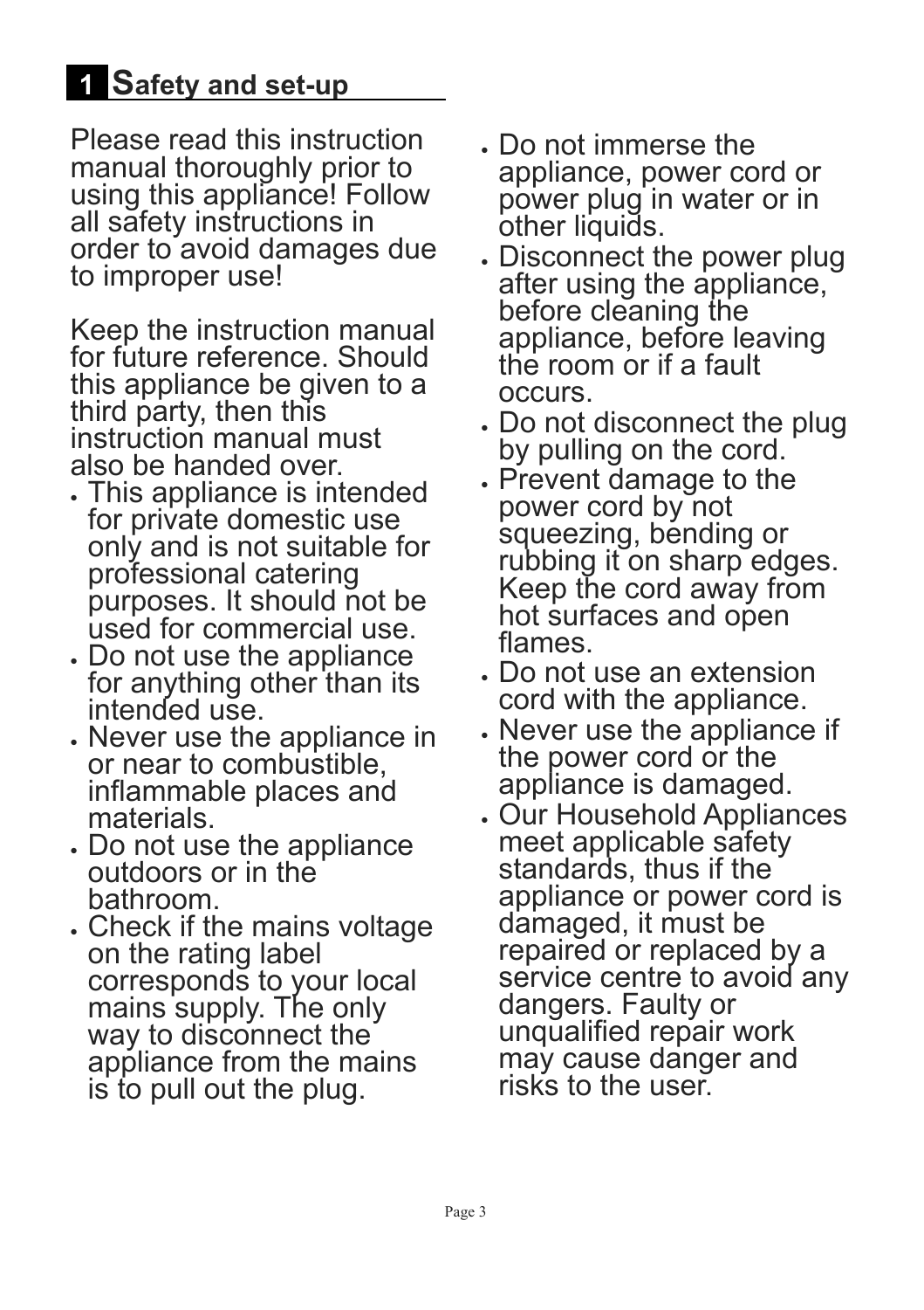# 1 Safety and set-up

Please read this instruction manual thoroughly prior to using this appliance! Follow all safety instructions in order to avoid damages due to improper use!

Keep the instruction manual for future reference. Should this appliance be given to a third party, then this instruction manual must also be handed over.

- This appliance is intended for private domestic use only and is not suitable for professional catering purposes. It should not be used for commercial use.
- Do not use the appliance for anything other than its intended use.
- Never use the appliance in or near to combustible, inflammable places and materials.
- Do not use the appliance outdoors or in the bathroom.
- Check if the mains voltage on the rating label corresponds to your local mains supply. The only way to disconnect the appliance from the mains is to pull out the plug.
- Do not immerse the appliance, power cord or power plug in water or in other liquids.
- Disconnect the power plug after using the appliance, before cleaning the appliance, before leaving the room or if a fault occurs.
- Do not disconnect the plug by pulling on the cord.
- Prevent damage to the power cord by not squeezing, bending or rubbing it on sharp edges. Keep the cord away from hot surfaces and open flames.
- Do not use an extension cord with the appliance.
- Never use the appliance if the power cord or the appliance is damaged.
- Our Household Appliances meet applicable safety standards, thus if the appliance or power cord is damaged, it must be repaired or replaced by a service centre to avoid any dangers. Faulty or unqualified repair work may cause danger and risks to the user.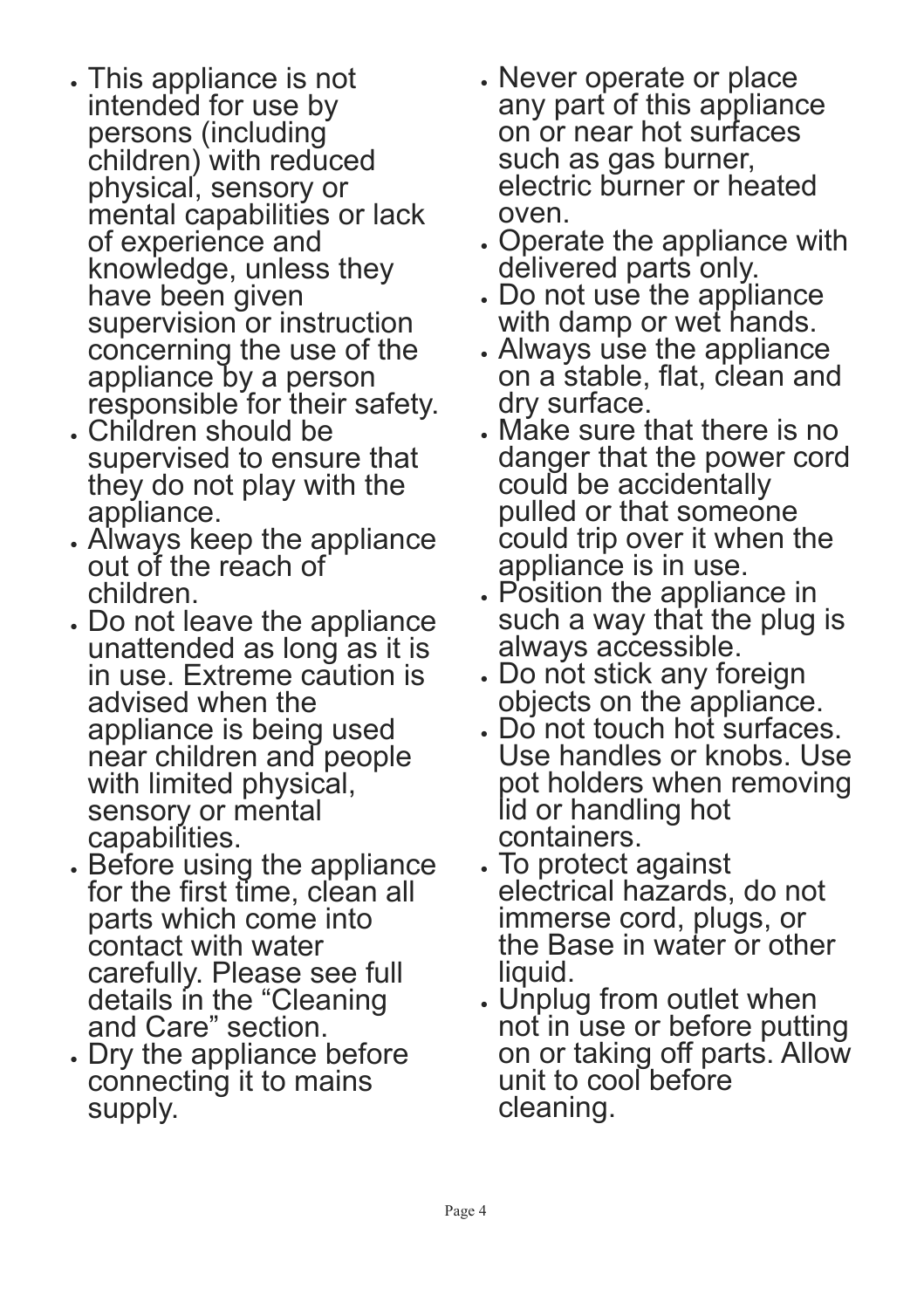- This appliance is not intended for use by persons (including children) with reduced physical, sensory or mental capabilities or lack of experience and knowledge, unless they have been given supervision or instruction concerning the use of the appliance by a person responsible for their safety.
- Children should be supervised to ensure that they do not play with the appliance.
- Always keep the appliance out of the reach of children.
- Do not leave the appliance unattended as long as it is in use. Extreme caution is advised when the appliance is being used near children and people with limited physical, sensory or mental capabilities.
- Before using the appliance for the first time, clean all parts which come into contact with water carefully. Please see full details in the “Cleaning and Care” section.
- Dry the appliance before connecting it to mains supply.
- Never operate or place any part of this appliance on or near hot surfaces such as gas burner, electric burner or heated oven.
- Operate the appliance with delivered parts only.
- Do not use the appliance with damp or wet hands.
- Always use the appliance on a stable, flat, clean and dry surface.
- Make sure that there is no danger that the power cord could be accidentally pulled or that someone could trip over it when the appliance is in use.
- Position the appliance in such a way that the plug is always accessible.
- Do not stick any foreign objects on the appliance.
- Do not touch hot surfaces. Use handles or knobs. Use pot holders when removing lid or handling hot containers.
- To protect against electrical hazards, do not immerse cord, plugs, or the Base in water or other liquid.
- Unplug from outlet when not in use or before putting on or taking off parts. Allow unit to cool before cleaning.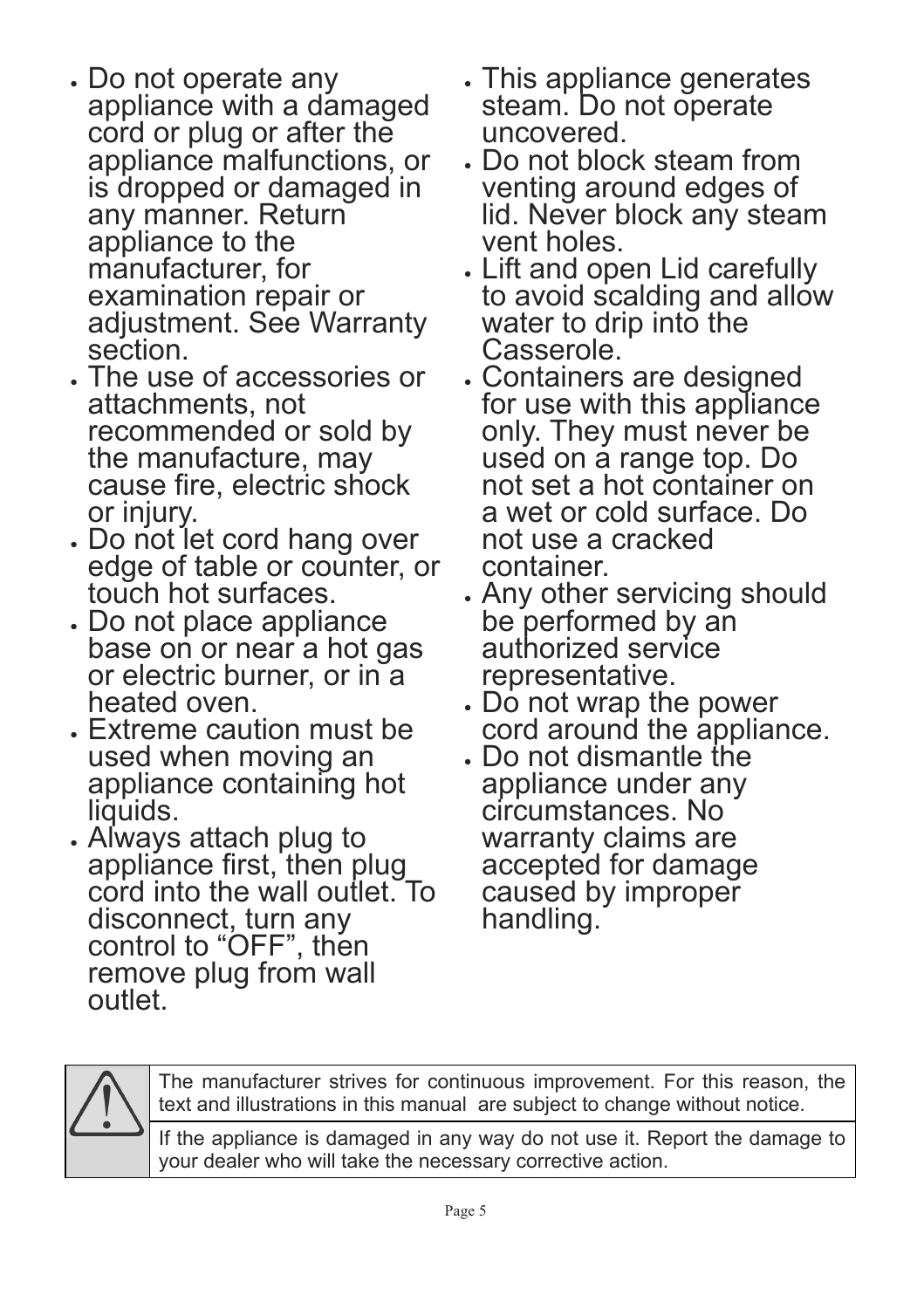- Do not operate any appliance with a damaged cord or plug or after the appliance malfunctions, or is dropped or damaged in any manner. Return appliance to the manufacturer, for examination repair or adjustment. See Warranty section.
- The use of accessories or attachments, not recommended or sold by the manufacture, may cause fire, electric shock or injury.
- Do not let cord hang over edge of table or counter, or touch hot surfaces.
- Do not place appliance base on or near a hot gas or electric burner, or in a heated oven.
- Extreme caution must be used when moving an appliance containing hot liquids.
- Always attach plug to appliance first, then plug cord into the wall outlet. To disconnect, turn any control to “OFF”, then remove plug from wall outlet.
- This appliance generates steam. Do not operate uncovered.
- Do not block steam from venting around edges of lid. Never block any steam vent holes.
- Lift and open Lid carefully to avoid scalding and allow water to drip into the Casserole.
- Containers are designed for use with this appliance only. They must never be used on a range top. Do not set a hot container on a wet or cold surface. Do not use a cracked container.
- Any other servicing should be performed by an authorized service representative.
- Do not wrap the power cord around the appliance.
- Do not dismantle the appliance under any circumstances. No warranty claims are accepted for damage caused by improper handling.

| ⚠ | The manufacturer strives for continuous improvement. For this reason, the text and illustrations in this manual are subject to change without notice. |
|---|---|
| | If the appliance is damaged in any way do not use it. Report the damage to your dealer who will take the necessary corrective action. |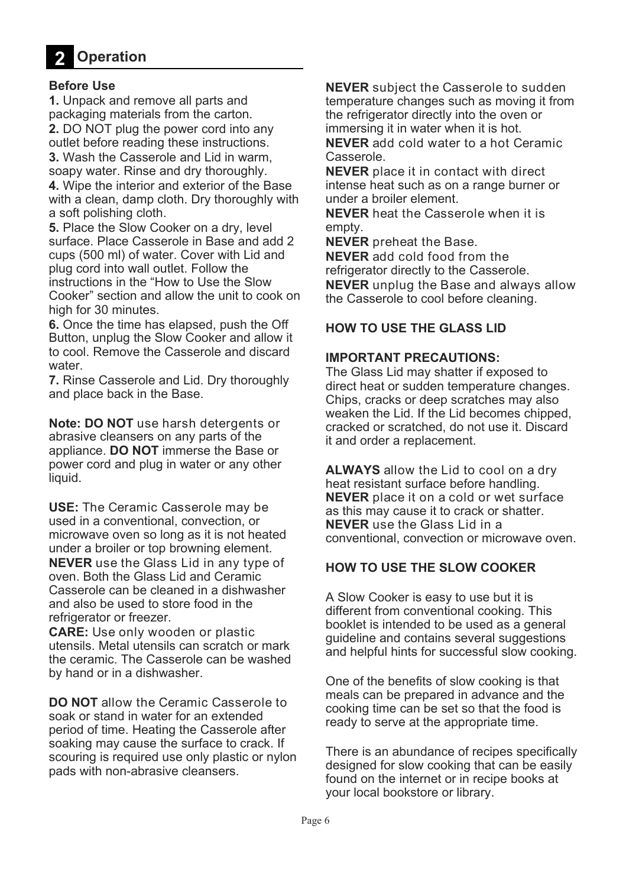## 2 Operation

**Before Use**

**1.** Unpack and remove all parts and packaging materials from the carton.
**2.** DO NOT plug the power cord into any outlet before reading these instructions.
**3.** Wash the Casserole and Lid in warm, soapy water. Rinse and dry thoroughly.
**4.** Wipe the interior and exterior of the Base with a clean, damp cloth. Dry thoroughly with a soft polishing cloth.
**5.** Place the Slow Cooker on a dry, level surface. Place Casserole in Base and add 2 cups (500 ml) of water. Cover with Lid and plug cord into wall outlet. Follow the instructions in the "How to Use the Slow Cooker" section and allow the unit to cook on high for 30 minutes.
**6.** Once the time has elapsed, push the Off Button, unplug the Slow Cooker and allow it to cool. Remove the Casserole and discard water.
**7.** Rinse Casserole and Lid. Dry thoroughly and place back in the Base.

**Note: DO NOT** use harsh detergents or abrasive cleansers on any parts of the appliance. **DO NOT** immerse the Base or power cord and plug in water or any other liquid.

**USE:** The Ceramic Casserole may be used in a conventional, convection, or microwave oven so long as it is not heated under a broiler or top browning element. **NEVER** use the Glass Lid in any type of oven. Both the Glass Lid and Ceramic Casserole can be cleaned in a dishwasher and also be used to store food in the refrigerator or freezer.
**CARE:** Use only wooden or plastic utensils. Metal utensils can scratch or mark the ceramic. The Casserole can be washed by hand or in a dishwasher.

**DO NOT** allow the Ceramic Casserole to soak or stand in water for an extended period of time. Heating the Casserole after soaking may cause the surface to crack. If scouring is required use only plastic or nylon pads with non-abrasive cleansers.

**NEVER** subject the Casserole to sudden temperature changes such as moving it from the refrigerator directly into the oven or immersing it in water when it is hot.
**NEVER** add cold water to a hot Ceramic Casserole.
**NEVER** place it in contact with direct intense heat such as on a range burner or under a broiler element.
**NEVER** heat the Casserole when it is empty.
**NEVER** preheat the Base.
**NEVER** add cold food from the refrigerator directly to the Casserole.
**NEVER** unplug the Base and always allow the Casserole to cool before cleaning.

**HOW TO USE THE GLASS LID**

**IMPORTANT PRECAUTIONS:**
The Glass Lid may shatter if exposed to direct heat or sudden temperature changes. Chips, cracks or deep scratches may also weaken the Lid. If the Lid becomes chipped, cracked or scratched, do not use it. Discard it and order a replacement.

**ALWAYS** allow the Lid to cool on a dry heat resistant surface before handling.
**NEVER** place it on a cold or wet surface as this may cause it to crack or shatter.
**NEVER** use the Glass Lid in a conventional, convection or microwave oven.

**HOW TO USE THE SLOW COOKER**

A Slow Cooker is easy to use but it is different from conventional cooking. This booklet is intended to be used as a general guideline and contains several suggestions and helpful hints for successful slow cooking.

One of the benefits of slow cooking is that meals can be prepared in advance and the cooking time can be set so that the food is ready to serve at the appropriate time.

There is an abundance of recipes specifically designed for slow cooking that can be easily found on the internet or in recipe books at your local bookstore or library.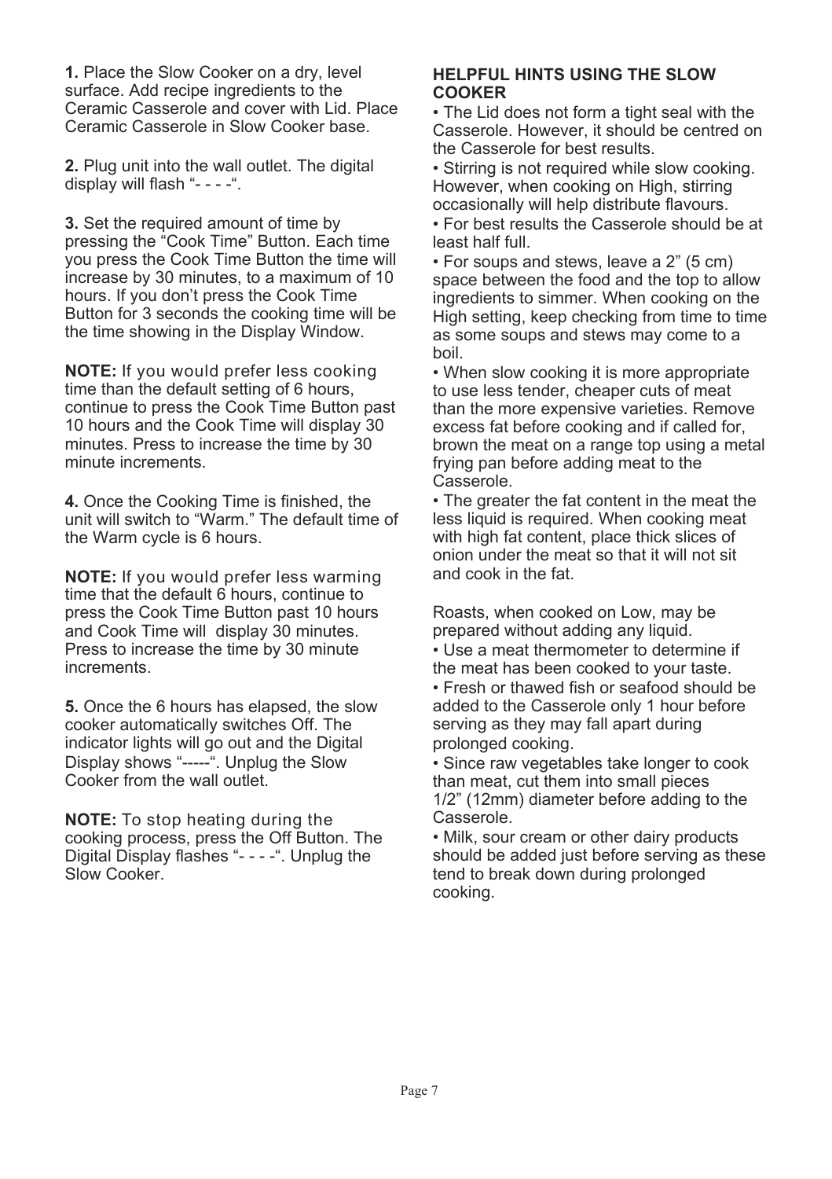**1.** Place the Slow Cooker on a dry, level surface. Add recipe ingredients to the Ceramic Casserole and cover with Lid. Place Ceramic Casserole in Slow Cooker base.

**2.** Plug unit into the wall outlet. The digital display will flash "- - - -".

**3.** Set the required amount of time by pressing the "Cook Time" Button. Each time you press the Cook Time Button the time will increase by 30 minutes, to a maximum of 10 hours. If you don't press the Cook Time Button for 3 seconds the cooking time will be the time showing in the Display Window.

**NOTE:** If you would prefer less cooking time than the default setting of 6 hours, continue to press the Cook Time Button past 10 hours and the Cook Time will display 30 minutes. Press to increase the time by 30 minute increments.

**4.** Once the Cooking Time is finished, the unit will switch to "Warm." The default time of the Warm cycle is 6 hours.

**NOTE:** If you would prefer less warming time that the default 6 hours, continue to press the Cook Time Button past 10 hours and Cook Time will display 30 minutes. Press to increase the time by 30 minute increments.

**5.** Once the 6 hours has elapsed, the slow cooker automatically switches Off. The indicator lights will go out and the Digital Display shows "-----". Unplug the Slow Cooker from the wall outlet.

**NOTE:** To stop heating during the cooking process, press the Off Button. The Digital Display flashes "- - - -". Unplug the Slow Cooker.

**HELPFUL HINTS USING THE SLOW COOKER**

- The Lid does not form a tight seal with the Casserole. However, it should be centred on the Casserole for best results.
- Stirring is not required while slow cooking. However, when cooking on High, stirring occasionally will help distribute flavours.
- For best results the Casserole should be at least half full.
- For soups and stews, leave a 2" (5 cm) space between the food and the top to allow ingredients to simmer. When cooking on the High setting, keep checking from time to time as some soups and stews may come to a boil.
- When slow cooking it is more appropriate to use less tender, cheaper cuts of meat than the more expensive varieties. Remove excess fat before cooking and if called for, brown the meat on a range top using a metal frying pan before adding meat to the Casserole.
- The greater the fat content in the meat the less liquid is required. When cooking meat with high fat content, place thick slices of onion under the meat so that it will not sit and cook in the fat.

Roasts, when cooked on Low, may be prepared without adding any liquid.

- Use a meat thermometer to determine if the meat has been cooked to your taste.
- Fresh or thawed fish or seafood should be added to the Casserole only 1 hour before serving as they may fall apart during prolonged cooking.
- Since raw vegetables take longer to cook than meat, cut them into small pieces 1/2" (12mm) diameter before adding to the Casserole.
- Milk, sour cream or other dairy products should be added just before serving as these tend to break down during prolonged cooking.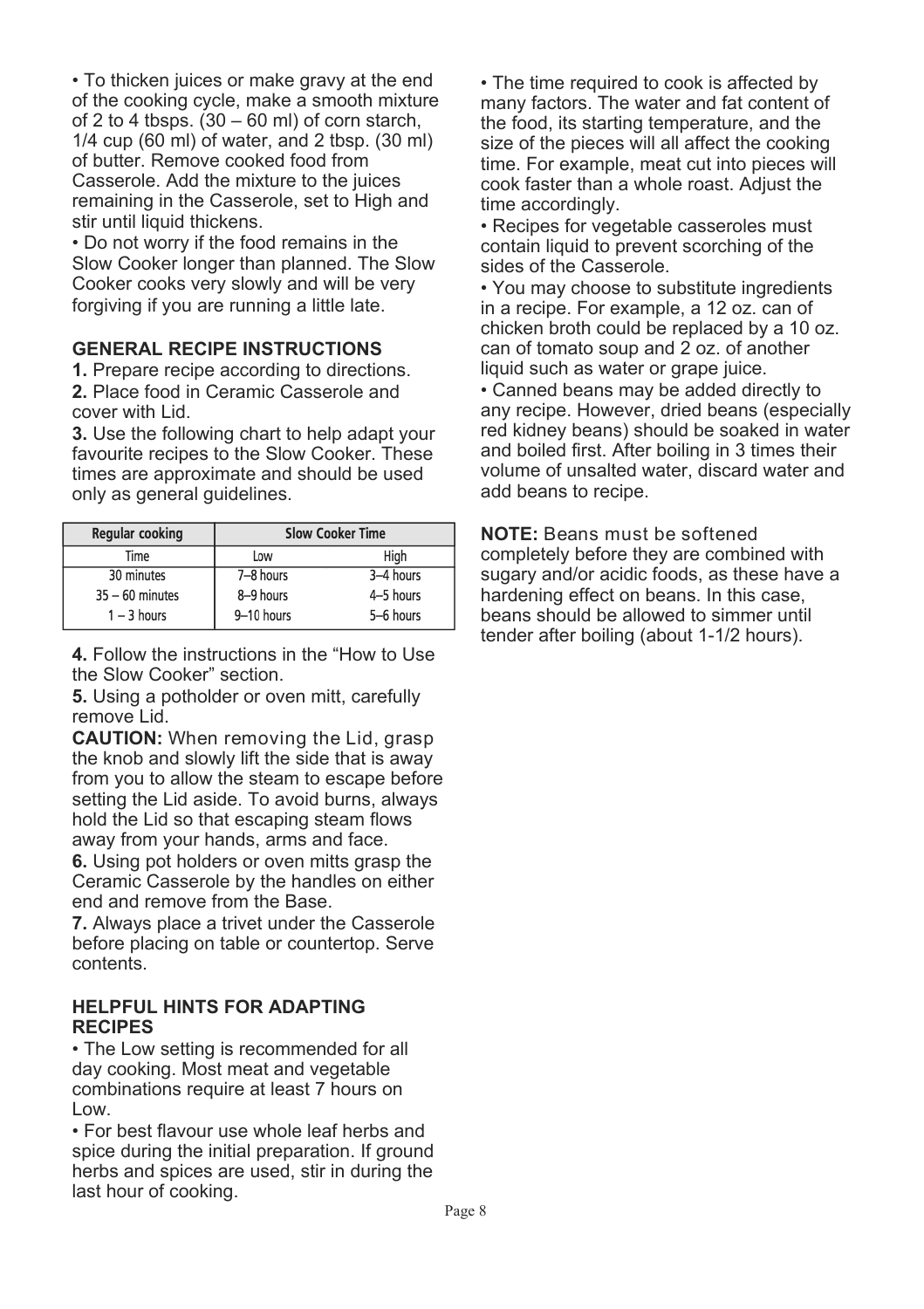• To thicken juices or make gravy at the end of the cooking cycle, make a smooth mixture of 2 to 4 tbsps. (30 – 60 ml) of corn starch, 1/4 cup (60 ml) of water, and 2 tbsp. (30 ml) of butter. Remove cooked food from Casserole. Add the mixture to the juices remaining in the Casserole, set to High and stir until liquid thickens.

• Do not worry if the food remains in the Slow Cooker longer than planned. The Slow Cooker cooks very slowly and will be very forgiving if you are running a little late.

## GENERAL RECIPE INSTRUCTIONS

**1.** Prepare recipe according to directions.

**2.** Place food in Ceramic Casserole and cover with Lid.

**3.** Use the following chart to help adapt your favourite recipes to the Slow Cooker. These times are approximate and should be used only as general guidelines.

| Regular cooking | Slow Cooker Time | |
|---|---|---|
| Time | Low | High |
| 30 minutes | 7–8 hours | 3–4 hours |
| 35 – 60 minutes | 8–9 hours | 4–5 hours |
| 1 – 3 hours | 9–10 hours | 5–6 hours |

**4.** Follow the instructions in the "How to Use the Slow Cooker" section.

**5.** Using a potholder or oven mitt, carefully remove Lid.

**CAUTION:** When removing the Lid, grasp the knob and slowly lift the side that is away from you to allow the steam to escape before setting the Lid aside. To avoid burns, always hold the Lid so that escaping steam flows away from your hands, arms and face.

**6.** Using pot holders or oven mitts grasp the Ceramic Casserole by the handles on either end and remove from the Base.

**7.** Always place a trivet under the Casserole before placing on table or countertop. Serve contents.

## HELPFUL HINTS FOR ADAPTING RECIPES

• The Low setting is recommended for all day cooking. Most meat and vegetable combinations require at least 7 hours on Low.

• For best flavour use whole leaf herbs and spice during the initial preparation. If ground herbs and spices are used, stir in during the last hour of cooking.

• The time required to cook is affected by many factors. The water and fat content of the food, its starting temperature, and the size of the pieces will all affect the cooking time. For example, meat cut into pieces will cook faster than a whole roast. Adjust the time accordingly.

• Recipes for vegetable casseroles must contain liquid to prevent scorching of the sides of the Casserole.

• You may choose to substitute ingredients in a recipe. For example, a 12 oz. can of chicken broth could be replaced by a 10 oz. can of tomato soup and 2 oz. of another liquid such as water or grape juice.

• Canned beans may be added directly to any recipe. However, dried beans (especially red kidney beans) should be soaked in water and boiled first. After boiling in 3 times their volume of unsalted water, discard water and add beans to recipe.

**NOTE:** Beans must be softened completely before they are combined with sugary and/or acidic foods, as these have a hardening effect on beans. In this case, beans should be allowed to simmer until tender after boiling (about 1-1/2 hours).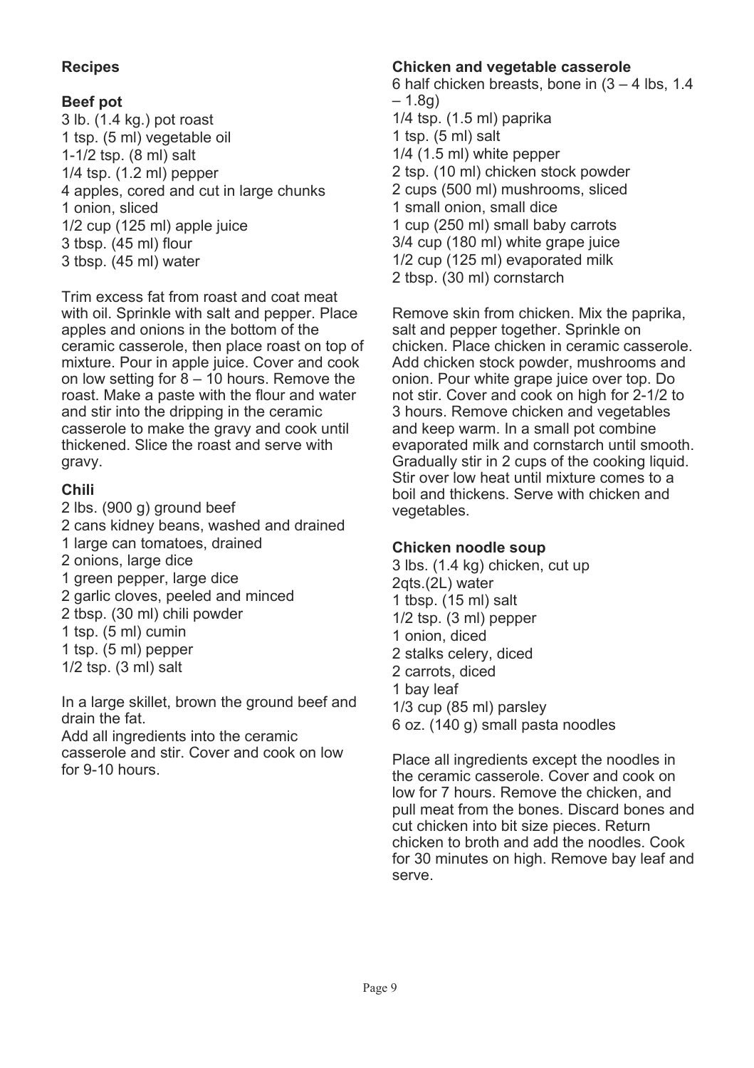## Recipes

### Beef pot

3 lb. (1.4 kg.) pot roast
1 tsp. (5 ml) vegetable oil
1-1/2 tsp. (8 ml) salt
1/4 tsp. (1.2 ml) pepper
4 apples, cored and cut in large chunks
1 onion, sliced
1/2 cup (125 ml) apple juice
3 tbsp. (45 ml) flour
3 tbsp. (45 ml) water

Trim excess fat from roast and coat meat with oil. Sprinkle with salt and pepper. Place apples and onions in the bottom of the ceramic casserole, then place roast on top of mixture. Pour in apple juice. Cover and cook on low setting for 8 – 10 hours. Remove the roast. Make a paste with the flour and water and stir into the dripping in the ceramic casserole to make the gravy and cook until thickened. Slice the roast and serve with gravy.

### Chili

2 lbs. (900 g) ground beef
2 cans kidney beans, washed and drained
1 large can tomatoes, drained
2 onions, large dice
1 green pepper, large dice
2 garlic cloves, peeled and minced
2 tbsp. (30 ml) chili powder
1 tsp. (5 ml) cumin
1 tsp. (5 ml) pepper
1/2 tsp. (3 ml) salt

In a large skillet, brown the ground beef and drain the fat.
Add all ingredients into the ceramic casserole and stir. Cover and cook on low for 9-10 hours.

### Chicken and vegetable casserole

6 half chicken breasts, bone in (3 – 4 lbs, 1.4 – 1.8g)
1/4 tsp. (1.5 ml) paprika
1 tsp. (5 ml) salt
1/4 (1.5 ml) white pepper
2 tsp. (10 ml) chicken stock powder
2 cups (500 ml) mushrooms, sliced
1 small onion, small dice
1 cup (250 ml) small baby carrots
3/4 cup (180 ml) white grape juice
1/2 cup (125 ml) evaporated milk
2 tbsp. (30 ml) cornstarch

Remove skin from chicken. Mix the paprika, salt and pepper together. Sprinkle on chicken. Place chicken in ceramic casserole. Add chicken stock powder, mushrooms and onion. Pour white grape juice over top. Do not stir. Cover and cook on high for 2-1/2 to 3 hours. Remove chicken and vegetables and keep warm. In a small pot combine evaporated milk and cornstarch until smooth. Gradually stir in 2 cups of the cooking liquid. Stir over low heat until mixture comes to a boil and thickens. Serve with chicken and vegetables.

### Chicken noodle soup

3 lbs. (1.4 kg) chicken, cut up
2qts.(2L) water
1 tbsp. (15 ml) salt
1/2 tsp. (3 ml) pepper
1 onion, diced
2 stalks celery, diced
2 carrots, diced
1 bay leaf
1/3 cup (85 ml) parsley
6 oz. (140 g) small pasta noodles

Place all ingredients except the noodles in the ceramic casserole. Cover and cook on low for 7 hours. Remove the chicken, and pull meat from the bones. Discard bones and cut chicken into bit size pieces. Return chicken to broth and add the noodles. Cook for 30 minutes on high. Remove bay leaf and serve.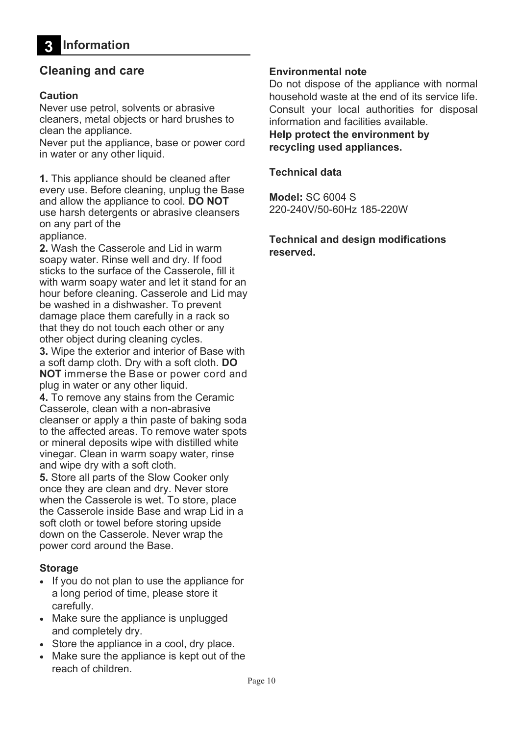# 3 Information

## Cleaning and care

### Caution

Never use petrol, solvents or abrasive cleaners, metal objects or hard brushes to clean the appliance.

Never put the appliance, base or power cord in water or any other liquid.

**1.** This appliance should be cleaned after every use. Before cleaning, unplug the Base and allow the appliance to cool. **DO NOT** use harsh detergents or abrasive cleansers on any part of the appliance.

**2.** Wash the Casserole and Lid in warm soapy water. Rinse well and dry. If food sticks to the surface of the Casserole, fill it with warm soapy water and let it stand for an hour before cleaning. Casserole and Lid may be washed in a dishwasher. To prevent damage place them carefully in a rack so that they do not touch each other or any other object during cleaning cycles.

**3.** Wipe the exterior and interior of Base with a soft damp cloth. Dry with a soft cloth. **DO NOT** immerse the Base or power cord and plug in water or any other liquid.

**4.** To remove any stains from the Ceramic Casserole, clean with a non-abrasive cleanser or apply a thin paste of baking soda to the affected areas. To remove water spots or mineral deposits wipe with distilled white vinegar. Clean in warm soapy water, rinse and wipe dry with a soft cloth.

**5.** Store all parts of the Slow Cooker only once they are clean and dry. Never store when the Casserole is wet. To store, place the Casserole inside Base and wrap Lid in a soft cloth or towel before storing upside down on the Casserole. Never wrap the power cord around the Base.

### Storage

- If you do not plan to use the appliance for a long period of time, please store it carefully.
- Make sure the appliance is unplugged and completely dry.
- Store the appliance in a cool, dry place.
- Make sure the appliance is kept out of the reach of children.

### Environmental note

Do not dispose of the appliance with normal household waste at the end of its service life. Consult your local authorities for disposal information and facilities available.

**Help protect the environment by recycling used appliances.**

### Technical data

**Model:** SC 6004 S
220-240V/50-60Hz 185-220W

**Technical and design modifications reserved.**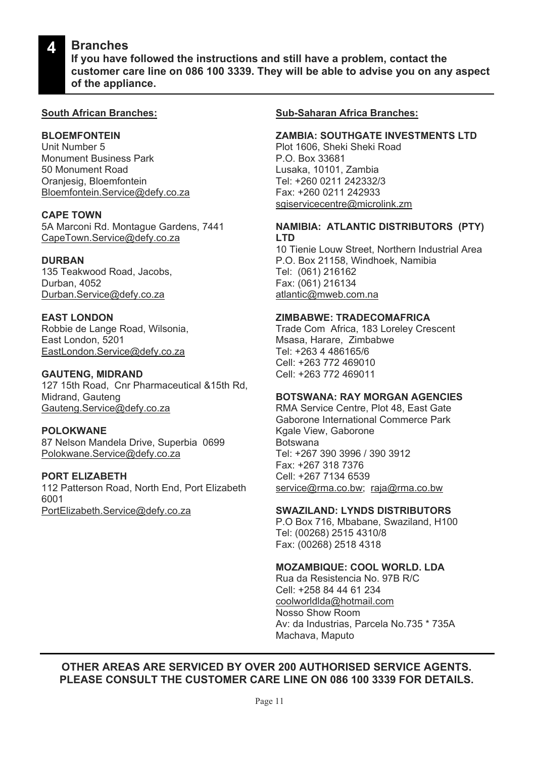# 4 Branches

**If you have followed the instructions and still have a problem, contact the customer care line on 086 100 3339. They will be able to advise you on any aspect of the appliance.**

## South African Branches:

**BLOEMFONTEIN**
Unit Number 5
Monument Business Park
50 Monument Road
Oranjesig, Bloemfontein
Bloemfontein.Service@defy.co.za

**CAPE TOWN**
5A Marconi Rd. Montague Gardens, 7441
CapeTown.Service@defy.co.za

**DURBAN**
135 Teakwood Road, Jacobs,
Durban, 4052
Durban.Service@defy.co.za

**EAST LONDON**
Robbie de Lange Road, Wilsonia,
East London, 5201
EastLondon.Service@defy.co.za

**GAUTENG, MIDRAND**
127 15th Road, Cnr Pharmaceutical &15th Rd,
Midrand, Gauteng
Gauteng.Service@defy.co.za

**POLOKWANE**
87 Nelson Mandela Drive, Superbia 0699
Polokwane.Service@defy.co.za

**PORT ELIZABETH**
112 Patterson Road, North End, Port Elizabeth
6001
PortElizabeth.Service@defy.co.za

## Sub-Saharan Africa Branches:

**ZAMBIA: SOUTHGATE INVESTMENTS LTD**
Plot 1606, Sheki Sheki Road
P.O. Box 33681
Lusaka, 10101, Zambia
Tel: +260 0211 242332/3
Fax: +260 0211 242933
sgiservicecentre@microlink.zm

**NAMIBIA: ATLANTIC DISTRIBUTORS (PTY) LTD**
10 Tienie Louw Street, Northern Industrial Area
P.O. Box 21158, Windhoek, Namibia
Tel: (061) 216162
Fax: (061) 216134
atlantic@mweb.com.na

**ZIMBABWE: TRADECOMAFRICA**
Trade Com Africa, 183 Loreley Crescent
Msasa, Harare, Zimbabwe
Tel: +263 4 486165/6
Cell: +263 772 469010
Cell: +263 772 469011

**BOTSWANA: RAY MORGAN AGENCIES**
RMA Service Centre, Plot 48, East Gate
Gaborone International Commerce Park
Kgale View, Gaborone
Botswana
Tel: +267 390 3996 / 390 3912
Fax: +267 318 7376
Cell: +267 7134 6539
service@rma.co.bw; raja@rma.co.bw

**SWAZILAND: LYNDS DISTRIBUTORS**
P.O Box 716, Mbabane, Swaziland, H100
Tel: (00268) 2515 4310/8
Fax: (00268) 2518 4318

**MOZAMBIQUE: COOL WORLD. LDA**
Rua da Resistencia No. 97B R/C
Cell: +258 84 44 61 234
coolworldlda@hotmail.com
Nosso Show Room
Av: da Industrias, Parcela No.735 * 735A
Machava, Maputo

**OTHER AREAS ARE SERVICED BY OVER 200 AUTHORISED SERVICE AGENTS. PLEASE CONSULT THE CUSTOMER CARE LINE ON 086 100 3339 FOR DETAILS.**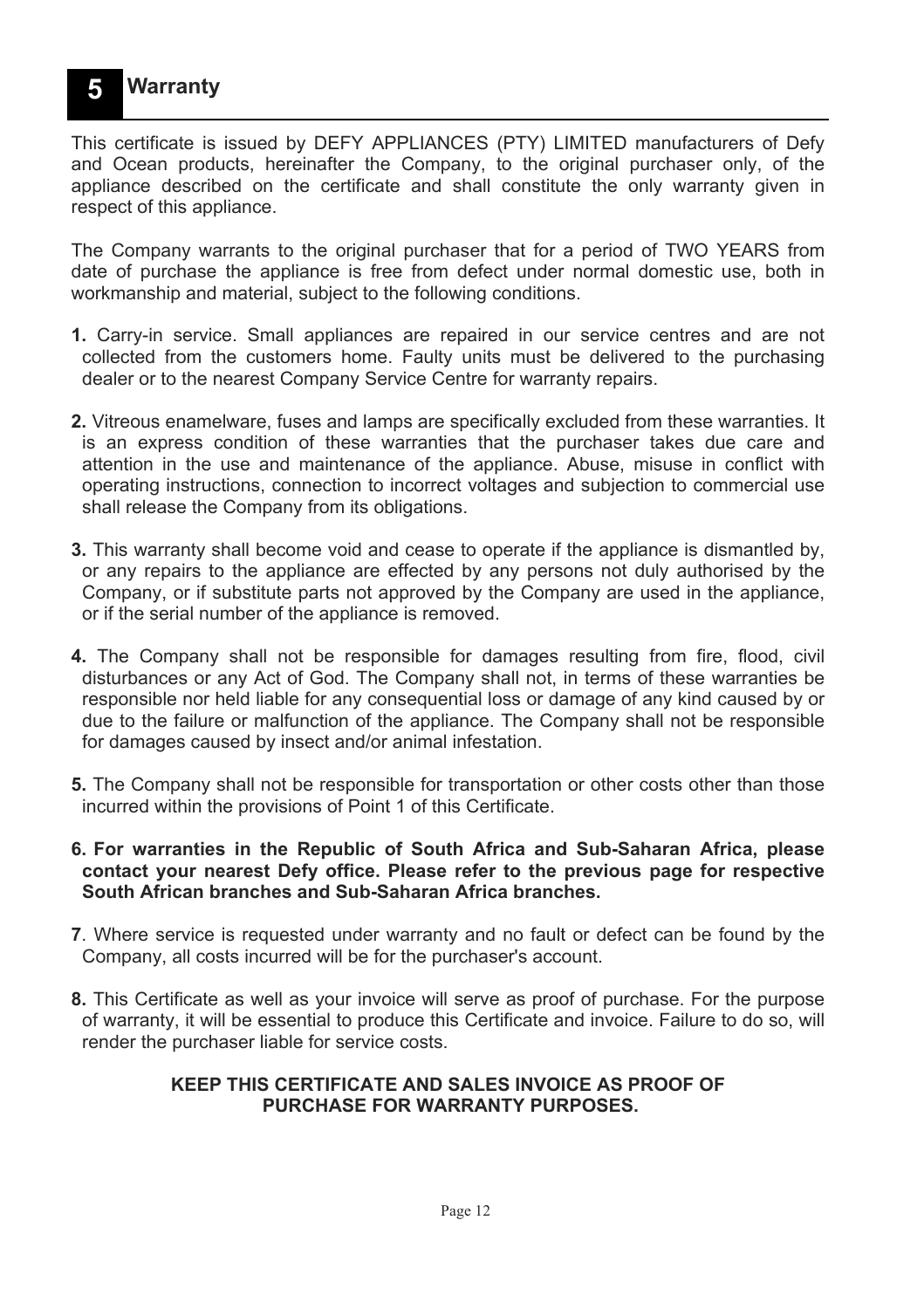# 5 Warranty

This certificate is issued by DEFY APPLIANCES (PTY) LIMITED manufacturers of Defy and Ocean products, hereinafter the Company, to the original purchaser only, of the appliance described on the certificate and shall constitute the only warranty given in respect of this appliance.

The Company warrants to the original purchaser that for a period of TWO YEARS from date of purchase the appliance is free from defect under normal domestic use, both in workmanship and material, subject to the following conditions.

**1.** Carry-in service. Small appliances are repaired in our service centres and are not collected from the customers home. Faulty units must be delivered to the purchasing dealer or to the nearest Company Service Centre for warranty repairs.

**2.** Vitreous enamelware, fuses and lamps are specifically excluded from these warranties. It is an express condition of these warranties that the purchaser takes due care and attention in the use and maintenance of the appliance. Abuse, misuse in conflict with operating instructions, connection to incorrect voltages and subjection to commercial use shall release the Company from its obligations.

**3.** This warranty shall become void and cease to operate if the appliance is dismantled by, or any repairs to the appliance are effected by any persons not duly authorised by the Company, or if substitute parts not approved by the Company are used in the appliance, or if the serial number of the appliance is removed.

**4.** The Company shall not be responsible for damages resulting from fire, flood, civil disturbances or any Act of God. The Company shall not, in terms of these warranties be responsible nor held liable for any consequential loss or damage of any kind caused by or due to the failure or malfunction of the appliance. The Company shall not be responsible for damages caused by insect and/or animal infestation.

**5.** The Company shall not be responsible for transportation or other costs other than those incurred within the provisions of Point 1 of this Certificate.

**6. For warranties in the Republic of South Africa and Sub-Saharan Africa, please contact your nearest Defy office. Please refer to the previous page for respective South African branches and Sub-Saharan Africa branches.**

**7**. Where service is requested under warranty and no fault or defect can be found by the Company, all costs incurred will be for the purchaser's account.

**8.** This Certificate as well as your invoice will serve as proof of purchase. For the purpose of warranty, it will be essential to produce this Certificate and invoice. Failure to do so, will render the purchaser liable for service costs.

**KEEP THIS CERTIFICATE AND SALES INVOICE AS PROOF OF PURCHASE FOR WARRANTY PURPOSES.**